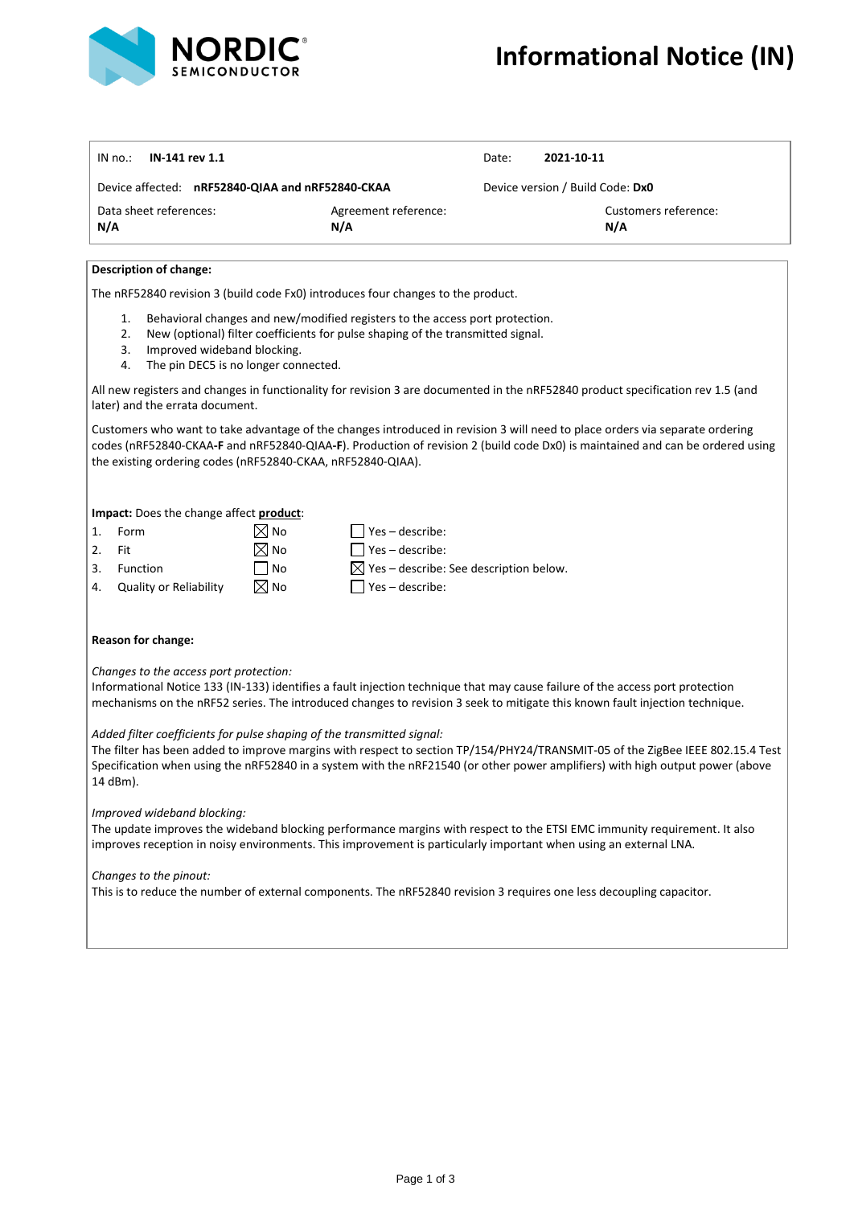# Informational Notice (IN)

| IN no.: **IN-141 rev 1.1** | | Date: **2021-10-11** |
|---|---|---|
| Device affected: **nRF52840-QIAA and nRF52840-CKAA** | | Device version / Build Code: **Dx0** |
| Data sheet references: **N/A** | Agreement reference: **N/A** | Customers reference: **N/A** |

**Description of change:**

The nRF52840 revision 3 (build code Fx0) introduces four changes to the product.

1. Behavioral changes and new/modified registers to the access port protection.
2. New (optional) filter coefficients for pulse shaping of the transmitted signal.
3. Improved wideband blocking.
4. The pin DEC5 is no longer connected.

All new registers and changes in functionality for revision 3 are documented in the nRF52840 product specification rev 1.5 (and later) and the errata document.

Customers who want to take advantage of the changes introduced in revision 3 will need to place orders via separate ordering codes (nRF52840-CKAA**-F** and nRF52840-QIAA**-F**). Production of revision 2 (build code Dx0) is maintained and can be ordered using the existing ordering codes (nRF52840-CKAA, nRF52840-QIAA).

**Impact:** Does the change affect **product**:

| | | | |
|---|---|---|---|
| 1. | Form | ☒ No | ☐ Yes – describe: |
| 2. | Fit | ☒ No | ☐ Yes – describe: |
| 3. | Function | ☐ No | ☒ Yes – describe: See description below. |
| 4. | Quality or Reliability | ☒ No | ☐ Yes – describe: |

**Reason for change:**

*Changes to the access port protection:*
Informational Notice 133 (IN-133) identifies a fault injection technique that may cause failure of the access port protection mechanisms on the nRF52 series. The introduced changes to revision 3 seek to mitigate this known fault injection technique.

*Added filter coefficients for pulse shaping of the transmitted signal:*
The filter has been added to improve margins with respect to section TP/154/PHY24/TRANSMIT-05 of the ZigBee IEEE 802.15.4 Test Specification when using the nRF52840 in a system with the nRF21540 (or other power amplifiers) with high output power (above 14 dBm).

*Improved wideband blocking:*
The update improves the wideband blocking performance margins with respect to the ETSI EMC immunity requirement. It also improves reception in noisy environments. This improvement is particularly important when using an external LNA.

*Changes to the pinout:*
This is to reduce the number of external components. The nRF52840 revision 3 requires one less decoupling capacitor.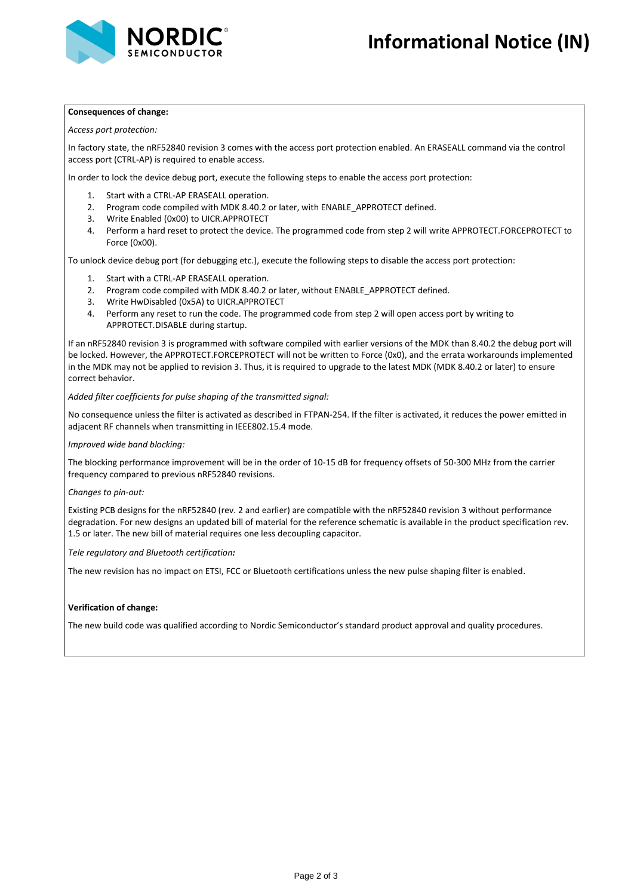**Consequences of change:**

*Access port protection:*

In factory state, the nRF52840 revision 3 comes with the access port protection enabled. An ERASEALL command via the control access port (CTRL-AP) is required to enable access.

In order to lock the device debug port, execute the following steps to enable the access port protection:

1. Start with a CTRL-AP ERASEALL operation.
2. Program code compiled with MDK 8.40.2 or later, with ENABLE_APPROTECT defined.
3. Write Enabled (0x00) to UICR.APPROTECT
4. Perform a hard reset to protect the device. The programmed code from step 2 will write APPROTECT.FORCEPROTECT to Force (0x00).

To unlock device debug port (for debugging etc.), execute the following steps to disable the access port protection:

1. Start with a CTRL-AP ERASEALL operation.
2. Program code compiled with MDK 8.40.2 or later, without ENABLE_APPROTECT defined.
3. Write HwDisabled (0x5A) to UICR.APPROTECT
4. Perform any reset to run the code. The programmed code from step 2 will open access port by writing to APPROTECT.DISABLE during startup.

If an nRF52840 revision 3 is programmed with software compiled with earlier versions of the MDK than 8.40.2 the debug port will be locked. However, the APPROTECT.FORCEPROTECT will not be written to Force (0x0), and the errata workarounds implemented in the MDK may not be applied to revision 3. Thus, it is required to upgrade to the latest MDK (MDK 8.40.2 or later) to ensure correct behavior.

*Added filter coefficients for pulse shaping of the transmitted signal:*

No consequence unless the filter is activated as described in FTPAN-254. If the filter is activated, it reduces the power emitted in adjacent RF channels when transmitting in IEEE802.15.4 mode.

*Improved wide band blocking:*

The blocking performance improvement will be in the order of 10-15 dB for frequency offsets of 50-300 MHz from the carrier frequency compared to previous nRF52840 revisions.

*Changes to pin-out:*

Existing PCB designs for the nRF52840 (rev. 2 and earlier) are compatible with the nRF52840 revision 3 without performance degradation. For new designs an updated bill of material for the reference schematic is available in the product specification rev. 1.5 or later. The new bill of material requires one less decoupling capacitor.

*Tele regulatory and Bluetooth certification:*

The new revision has no impact on ETSI, FCC or Bluetooth certifications unless the new pulse shaping filter is enabled.

**Verification of change:**

The new build code was qualified according to Nordic Semiconductor's standard product approval and quality procedures.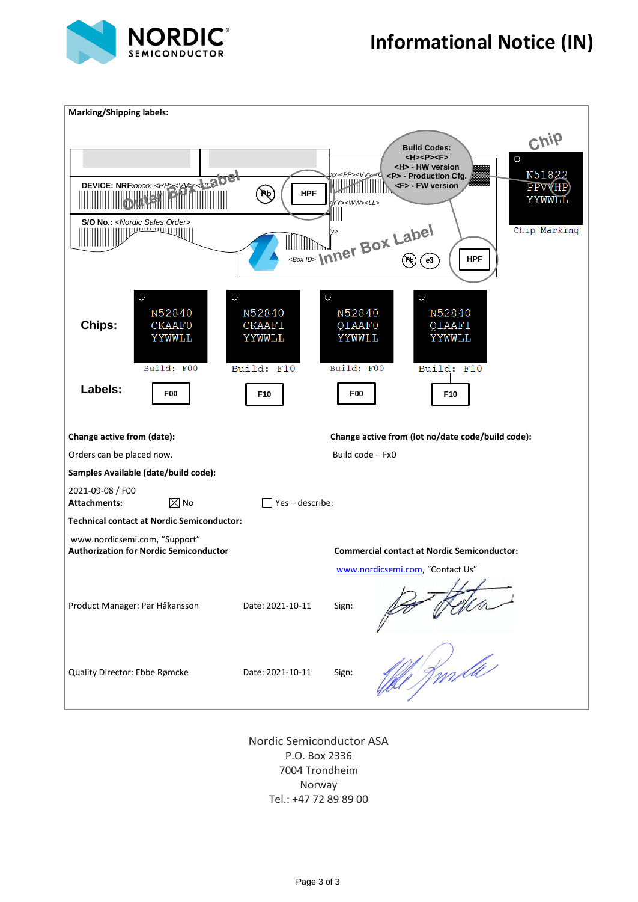**Marking/Shipping labels:**

Build Codes:
<H><P><F>
<H> - HW version
<P> - Production Cfg.
<F> - FW version

DEVICE: NRFxxxxx-<PP><VV><C...
Outer Box Label
S/O No.: <Nordic Sales Order>
xx-<PP><VV><C
<YY><WW><LL>
<Box ID> Inner Box Label
HPF

Chip
N51822
PPVVHP
YYWWLL
Chip Marking

**Chips:**

| | | | |
|---|---|---|---|
| N52840 CKAAF0 YYWWLL | N52840 CKAAF1 YYWWLL | N52840 QIAAF0 YYWWLL | N52840 QIAAF1 YYWWLL |
| Build: F00 | Build: F10 | Build: F00 | Build: F10 |

**Labels:**

| | | | |
|---|---|---|---|
| F00 | F10 | F00 | F10 |

**Change active from (date):**

Orders can be placed now.

**Change active from (lot no/date code/build code):**

Build code – Fx0

**Samples Available (date/build code):**

2021-09-08 / F00

**Attachments:** ☒ No ☐ Yes – describe:

**Technical contact at Nordic Semiconductor:**

www.nordicsemi.com, "Support"

**Commercial contact at Nordic Semiconductor:**

www.nordicsemi.com, "Contact Us"

**Authorization for Nordic Semiconductor**

Product Manager: Pär Håkansson Date: 2021-10-11 Sign:

Quality Director: Ebbe Rømcke Date: 2021-10-11 Sign:

Nordic Semiconductor ASA
P.O. Box 2336
7004 Trondheim
Norway
Tel.: +47 72 89 89 00